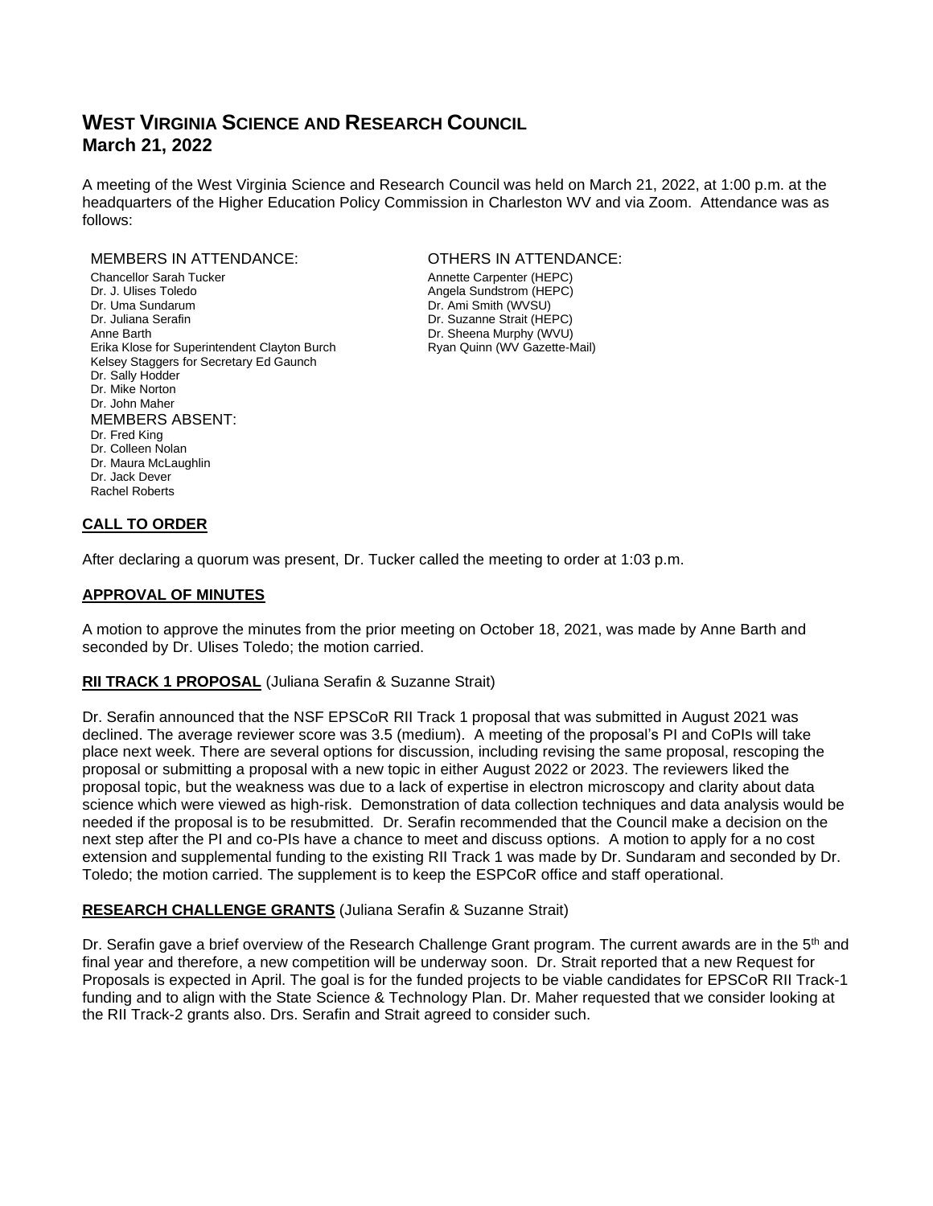# WEST VIRGINIA SCIENCE AND RESEARCH COUNCIL
## March 21, 2022

A meeting of the West Virginia Science and Research Council was held on March 21, 2022, at 1:00 p.m. at the headquarters of the Higher Education Policy Commission in Charleston WV and via Zoom. Attendance was as follows:

MEMBERS IN ATTENDANCE:
- Chancellor Sarah Tucker
- Dr. J. Ulises Toledo
- Dr. Uma Sundarum
- Dr. Juliana Serafin
- Anne Barth
- Erika Klose for Superintendent Clayton Burch
- Kelsey Staggers for Secretary Ed Gaunch
- Dr. Sally Hodder
- Dr. Mike Norton
- Dr. John Maher

MEMBERS ABSENT:
- Dr. Fred King
- Dr. Colleen Nolan
- Dr. Maura McLaughlin
- Dr. Jack Dever
- Rachel Roberts

OTHERS IN ATTENDANCE:
- Annette Carpenter (HEPC)
- Angela Sundstrom (HEPC)
- Dr. Ami Smith (WVSU)
- Dr. Suzanne Strait (HEPC)
- Dr. Sheena Murphy (WVU)
- Ryan Quinn (WV Gazette-Mail)

**CALL TO ORDER**

After declaring a quorum was present, Dr. Tucker called the meeting to order at 1:03 p.m.

**APPROVAL OF MINUTES**

A motion to approve the minutes from the prior meeting on October 18, 2021, was made by Anne Barth and seconded by Dr. Ulises Toledo; the motion carried.

**RII TRACK 1 PROPOSAL** (Juliana Serafin & Suzanne Strait)

Dr. Serafin announced that the NSF EPSCoR RII Track 1 proposal that was submitted in August 2021 was declined. The average reviewer score was 3.5 (medium). A meeting of the proposal's PI and CoPIs will take place next week. There are several options for discussion, including revising the same proposal, rescoping the proposal or submitting a proposal with a new topic in either August 2022 or 2023. The reviewers liked the proposal topic, but the weakness was due to a lack of expertise in electron microscopy and clarity about data science which were viewed as high-risk. Demonstration of data collection techniques and data analysis would be needed if the proposal is to be resubmitted. Dr. Serafin recommended that the Council make a decision on the next step after the PI and co-PIs have a chance to meet and discuss options. A motion to apply for a no cost extension and supplemental funding to the existing RII Track 1 was made by Dr. Sundaram and seconded by Dr. Toledo; the motion carried. The supplement is to keep the ESPCoR office and staff operational.

**RESEARCH CHALLENGE GRANTS** (Juliana Serafin & Suzanne Strait)

Dr. Serafin gave a brief overview of the Research Challenge Grant program. The current awards are in the 5th and final year and therefore, a new competition will be underway soon. Dr. Strait reported that a new Request for Proposals is expected in April. The goal is for the funded projects to be viable candidates for EPSCoR RII Track-1 funding and to align with the State Science & Technology Plan. Dr. Maher requested that we consider looking at the RII Track-2 grants also. Drs. Serafin and Strait agreed to consider such.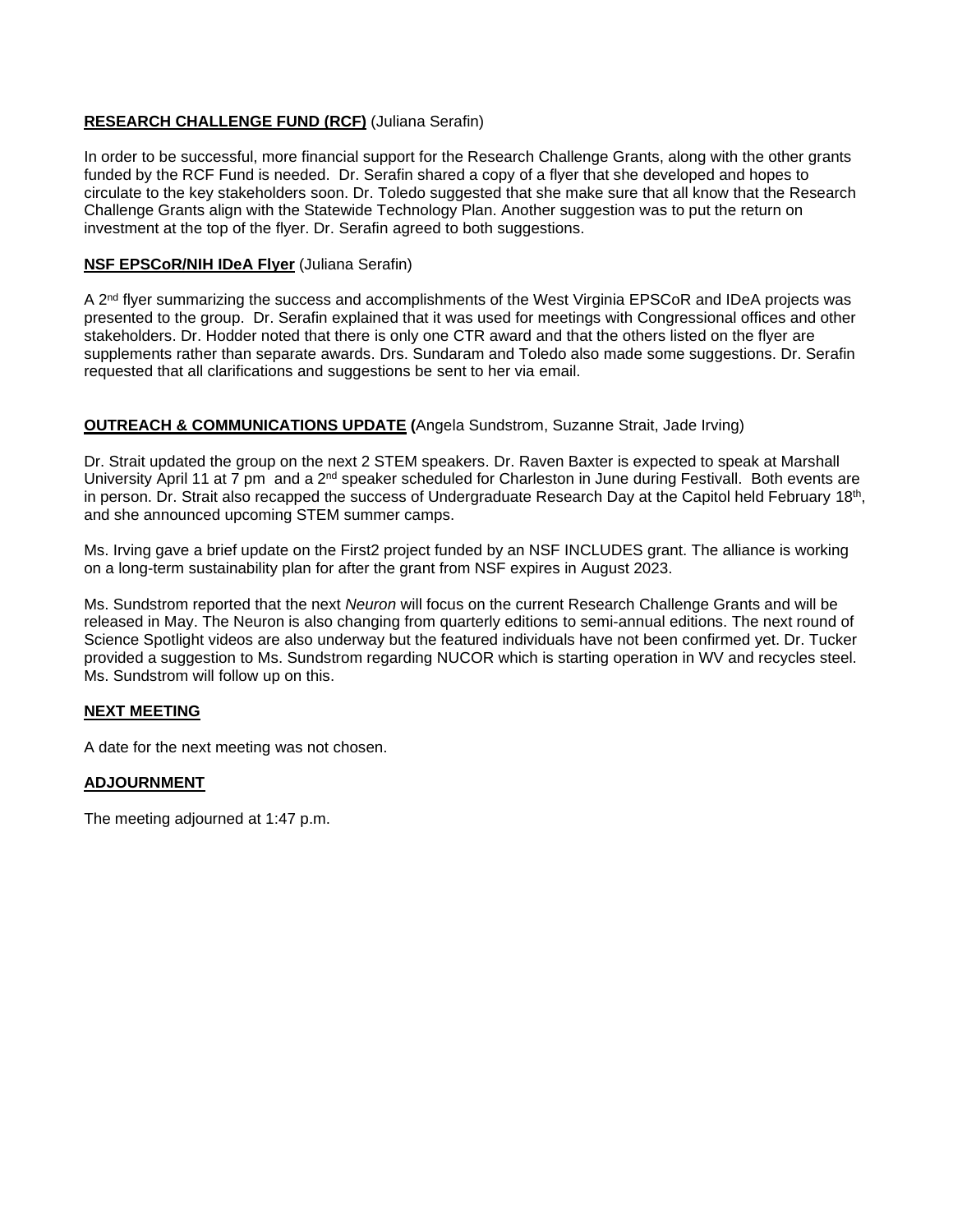**RESEARCH CHALLENGE FUND (RCF)** (Juliana Serafin)

In order to be successful, more financial support for the Research Challenge Grants, along with the other grants funded by the RCF Fund is needed. Dr. Serafin shared a copy of a flyer that she developed and hopes to circulate to the key stakeholders soon. Dr. Toledo suggested that she make sure that all know that the Research Challenge Grants align with the Statewide Technology Plan. Another suggestion was to put the return on investment at the top of the flyer. Dr. Serafin agreed to both suggestions.

**NSF EPSCoR/NIH IDeA Flyer** (Juliana Serafin)

A 2nd flyer summarizing the success and accomplishments of the West Virginia EPSCoR and IDeA projects was presented to the group. Dr. Serafin explained that it was used for meetings with Congressional offices and other stakeholders. Dr. Hodder noted that there is only one CTR award and that the others listed on the flyer are supplements rather than separate awards. Drs. Sundaram and Toledo also made some suggestions. Dr. Serafin requested that all clarifications and suggestions be sent to her via email.

**OUTREACH & COMMUNICATIONS UPDATE (**Angela Sundstrom, Suzanne Strait, Jade Irving)

Dr. Strait updated the group on the next 2 STEM speakers. Dr. Raven Baxter is expected to speak at Marshall University April 11 at 7 pm and a 2nd speaker scheduled for Charleston in June during Festivall. Both events are in person. Dr. Strait also recapped the success of Undergraduate Research Day at the Capitol held February 18th, and she announced upcoming STEM summer camps.

Ms. Irving gave a brief update on the First2 project funded by an NSF INCLUDES grant. The alliance is working on a long-term sustainability plan for after the grant from NSF expires in August 2023.

Ms. Sundstrom reported that the next *Neuron* will focus on the current Research Challenge Grants and will be released in May. The Neuron is also changing from quarterly editions to semi-annual editions. The next round of Science Spotlight videos are also underway but the featured individuals have not been confirmed yet. Dr. Tucker provided a suggestion to Ms. Sundstrom regarding NUCOR which is starting operation in WV and recycles steel. Ms. Sundstrom will follow up on this.

**NEXT MEETING**

A date for the next meeting was not chosen.

**ADJOURNMENT**

The meeting adjourned at 1:47 p.m.